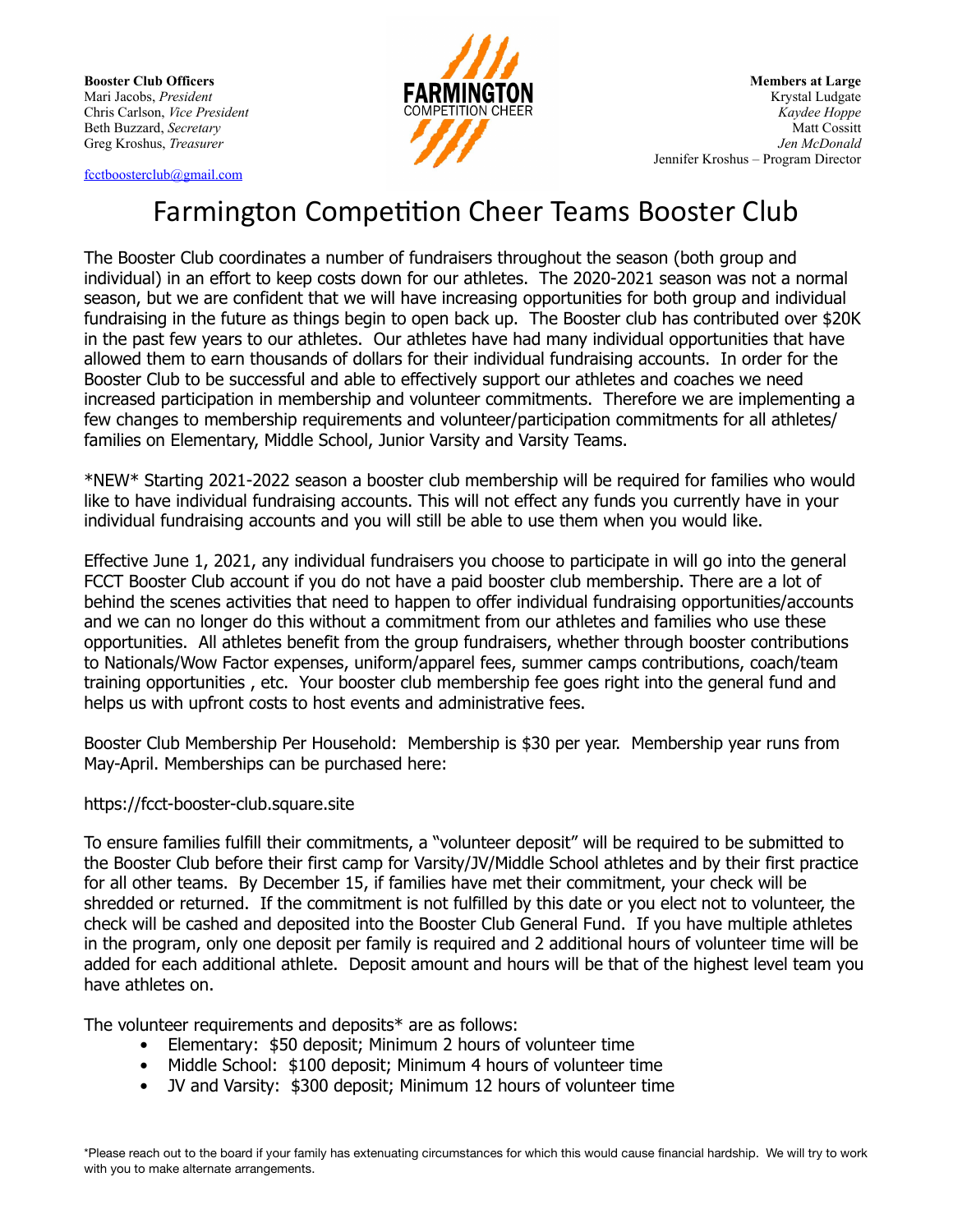**Booster Club Officers**
Mari Jacobs, *President*
Chris Carlson, *Vice President*
Beth Buzzard, *Secretary*
Greg Kroshus, *Treasurer*

fcctboosterclub@gmail.com

FARMINGTON
COMPETITION CHEER

**Members at Large**
Krystal Ludgate
*Kaydee Hoppe*
Matt Cossitt
*Jen McDonald*
Jennifer Kroshus – Program Director

# Farmington Competition Cheer Teams Booster Club

The Booster Club coordinates a number of fundraisers throughout the season (both group and individual) in an effort to keep costs down for our athletes. The 2020-2021 season was not a normal season, but we are confident that we will have increasing opportunities for both group and individual fundraising in the future as things begin to open back up. The Booster club has contributed over $20K in the past few years to our athletes. Our athletes have had many individual opportunities that have allowed them to earn thousands of dollars for their individual fundraising accounts. In order for the Booster Club to be successful and able to effectively support our athletes and coaches we need increased participation in membership and volunteer commitments. Therefore we are implementing a few changes to membership requirements and volunteer/participation commitments for all athletes/ families on Elementary, Middle School, Junior Varsity and Varsity Teams.

*NEW* Starting 2021-2022 season a booster club membership will be required for families who would like to have individual fundraising accounts. This will not effect any funds you currently have in your individual fundraising accounts and you will still be able to use them when you would like.

Effective June 1, 2021, any individual fundraisers you choose to participate in will go into the general FCCT Booster Club account if you do not have a paid booster club membership. There are a lot of behind the scenes activities that need to happen to offer individual fundraising opportunities/accounts and we can no longer do this without a commitment from our athletes and families who use these opportunities. All athletes benefit from the group fundraisers, whether through booster contributions to Nationals/Wow Factor expenses, uniform/apparel fees, summer camps contributions, coach/team training opportunities , etc. Your booster club membership fee goes right into the general fund and helps us with upfront costs to host events and administrative fees.

Booster Club Membership Per Household: Membership is $30 per year. Membership year runs from May-April. Memberships can be purchased here:

https://fcct-booster-club.square.site

To ensure families fulfill their commitments, a "volunteer deposit" will be required to be submitted to the Booster Club before their first camp for Varsity/JV/Middle School athletes and by their first practice for all other teams. By December 15, if families have met their commitment, your check will be shredded or returned. If the commitment is not fulfilled by this date or you elect not to volunteer, the check will be cashed and deposited into the Booster Club General Fund. If you have multiple athletes in the program, only one deposit per family is required and 2 additional hours of volunteer time will be added for each additional athlete. Deposit amount and hours will be that of the highest level team you have athletes on.

The volunteer requirements and deposits* are as follows:

- Elementary: $50 deposit; Minimum 2 hours of volunteer time
- Middle School: $100 deposit; Minimum 4 hours of volunteer time
- JV and Varsity: $300 deposit; Minimum 12 hours of volunteer time

*Please reach out to the board if your family has extenuating circumstances for which this would cause financial hardship. We will try to work with you to make alternate arrangements.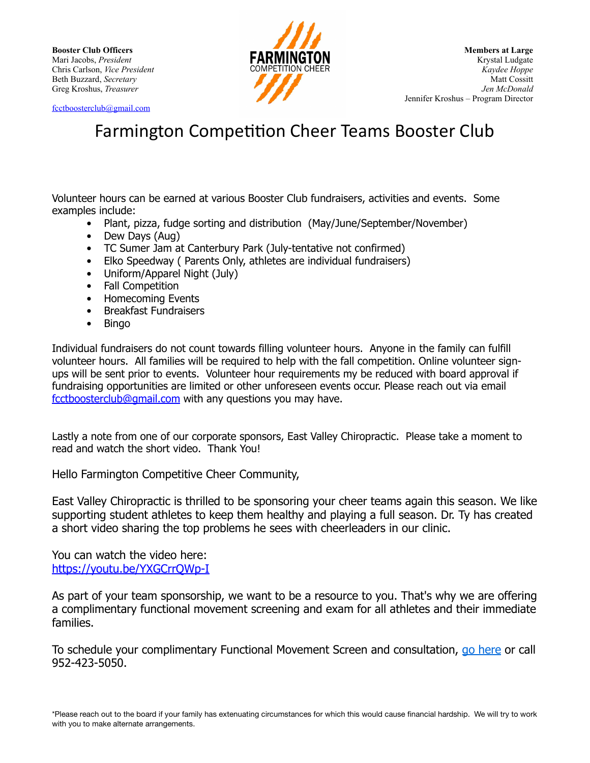**Booster Club Officers**
Mari Jacobs, *President*
Chris Carlson, *Vice President*
Beth Buzzard, *Secretary*
Greg Kroshus, *Treasurer*

fcctboosterclub@gmail.com

FARMINGTON
COMPETITION CHEER

**Members at Large**
Krystal Ludgate
*Kaydee Hoppe*
Matt Cossitt
*Jen McDonald*
Jennifer Kroshus – Program Director

# Farmington Competition Cheer Teams Booster Club

Volunteer hours can be earned at various Booster Club fundraisers, activities and events. Some examples include:

- Plant, pizza, fudge sorting and distribution (May/June/September/November)
- Dew Days (Aug)
- TC Sumer Jam at Canterbury Park (July-tentative not confirmed)
- Elko Speedway ( Parents Only, athletes are individual fundraisers)
- Uniform/Apparel Night (July)
- Fall Competition
- Homecoming Events
- Breakfast Fundraisers
- Bingo

Individual fundraisers do not count towards filling volunteer hours. Anyone in the family can fulfill volunteer hours. All families will be required to help with the fall competition. Online volunteer sign-ups will be sent prior to events. Volunteer hour requirements my be reduced with board approval if fundraising opportunities are limited or other unforeseen events occur. Please reach out via email fcctboosterclub@gmail.com with any questions you may have.

Lastly a note from one of our corporate sponsors, East Valley Chiropractic. Please take a moment to read and watch the short video. Thank You!

Hello Farmington Competitive Cheer Community,

East Valley Chiropractic is thrilled to be sponsoring your cheer teams again this season. We like supporting student athletes to keep them healthy and playing a full season. Dr. Ty has created a short video sharing the top problems he sees with cheerleaders in our clinic.

You can watch the video here:
https://youtu.be/YXGCrrQWp-I

As part of your team sponsorship, we want to be a resource to you. That's why we are offering a complimentary functional movement screening and exam for all athletes and their immediate families.

To schedule your complimentary Functional Movement Screen and consultation, go here or call 952-423-5050.

*Please reach out to the board if your family has extenuating circumstances for which this would cause financial hardship. We will try to work with you to make alternate arrangements.